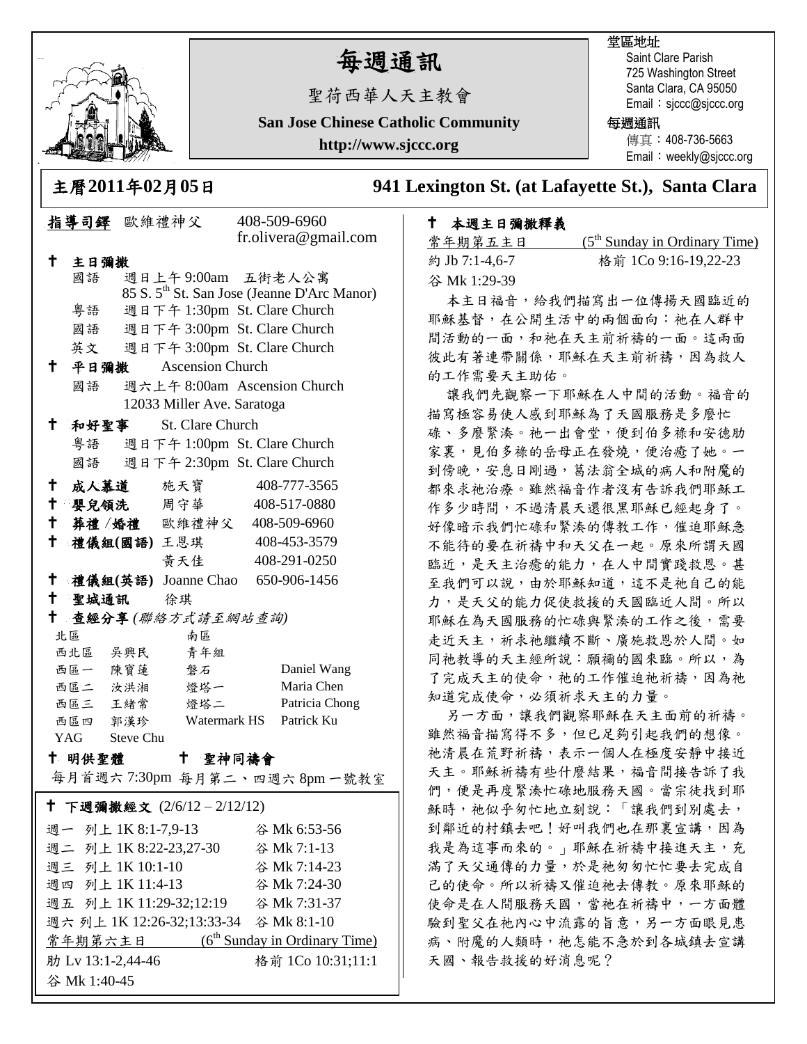# 每週通訊

聖荷西華人天主教會

**San Jose Chinese Catholic Community**

**http://www.sjccc.org**

堂區地址
Saint Clare Parish
725 Washington Street
Santa Clara, CA 95050
Email：sjccc@sjccc.org

每週通訊
傳真：408-736-5663
Email：weekly@sjccc.org

**主曆2011年02月05日** **941 Lexington St. (at Lafayette St.), Santa Clara**

**指導司鐸** 歐維禮神父 408-509-6960
fr.olivera@gmail.com

**✝ 主日彌撒**
- 國語 週日上午 9:00am 五街老人公寓
  85 S. 5th St. San Jose (Jeanne D'Arc Manor)
- 粵語 週日下午 1:30pm St. Clare Church
- 國語 週日下午 3:00pm St. Clare Church
- 英文 週日下午 3:00pm St. Clare Church

**✝ 平日彌撒** Ascension Church
- 國語 週六上午 8:00am Ascension Church
  12033 Miller Ave. Saratoga

**✝ 和好聖事** St. Clare Church
- 粵語 週日下午 1:00pm St. Clare Church
- 國語 週日下午 2:30pm St. Clare Church

**✝ 成人慕道** 施天寶 408-777-3565
**✝ 嬰兒領洗** 周守華 408-517-0880
**✝ 葬禮 /婚禮** 歐維禮神父 408-509-6960
**✝ 禮儀組(國語)** 王恩琪 408-453-3579
黃天佳 408-291-0250
**✝ 禮儀組(英語)** Joanne Chao 650-906-1456
**✝ 聖城通訊** 徐琪
**✝ 查經分享** *(聯絡方式請至網站查詢)*

| 北區 | | 南區 | |
|---|---|---|---|
| 西北區 | 吳興民 | 青年組 | |
| 西區一 | 陳寶蓮 | 磐石 | Daniel Wang |
| 西區二 | 汝洪湘 | 燈塔一 | Maria Chen |
| 西區三 | 王緒常 | 燈塔二 | Patricia Chong |
| 西區四 | 郭漢珍 | Watermark HS | Patrick Ku |
| YAG | Steve Chu | | |

**✝ 明供聖體** **✝ 聖神同禱會**
每月首週六 7:30pm 每月第二、四週六 8pm 一號教室

**✝ 下週彌撒經文** (2/6/12 – 2/12/12)

| | |
|---|---|
| 週一 列上 1K 8:1-7,9-13 | 谷 Mk 6:53-56 |
| 週二 列上 1K 8:22-23,27-30 | 谷 Mk 7:1-13 |
| 週三 列上 1K 10:1-10 | 谷 Mk 7:14-23 |
| 週四 列上 1K 11:4-13 | 谷 Mk 7:24-30 |
| 週五 列上 1K 11:29-32;12:19 | 谷 Mk 7:31-37 |
| 週六 列上 1K 12:26-32;13:33-34 | 谷 Mk 8:1-10 |
| 常年期第六主日 | (6th Sunday in Ordinary Time) |
| 肋 Lv 13:1-2,44-46 | 格前 1Co 10:31;11:1 |
| 谷 Mk 1:40-45 | |

## ✝ 本週主日彌撒釋義

常年期第五主日 (5th Sunday in Ordinary Time)
約 Jb 7:1-4,6-7 格前 1Co 9:16-19,22-23
谷 Mk 1:29-39

本主日福音，給我們描寫出一位傳揚天國臨近的耶穌基督，在公開生活中的兩個面向：祂在人群中間活動的一面，和祂在天主前祈禱的一面。這兩面彼此有著連帶關係，耶穌在天主前祈禱，因為救人的工作需要天主助佑。

讓我們先觀察一下耶穌在人中間的活動。福音的描寫極容易使人感到耶穌為了天國服務是多麼忙碌、多麼緊湊。祂一出會堂，便到伯多祿和安德肋家裏，見伯多祿的岳母正在發燒，便治癒了她。一到傍晚，安息日剛過，葛法翁全城的病人和附魔的都來求祂治療。雖然福音作者沒有告訴我們耶穌工作多少時間，不過清晨天還很黑耶穌已經起身了。好像暗示我們忙碌和緊湊的傳教工作，催迫耶穌急不能待的要在祈禱中和天父在一起。原來所謂天國臨近，是天主治癒的能力，在人中間實踐救恩。甚至我們可以說，由於耶穌知道，這不是祂自己的能力，是天父的能力促使救援的天國臨近人間。所以耶穌在為天國服務的忙碌與緊湊的工作之後，需要走近天主，祈求祂繼續不斷、廣施救恩於人間。如同祂教導的天主經所說：願禰的國來臨。所以，為了完成天主的使命，祂的工作催迫祂祈禱，因為祂知道完成使命，必須祈求天主的力量。

另一方面，讓我們觀察耶穌在天主面前的祈禱。雖然福音描寫得不多，但已足夠引起我們的想像。祂清晨在荒野祈禱，表示一個人在極度安靜中接近天主。耶穌祈禱有些什麼結果，福音間接告訴了我們，便是再度緊湊忙碌地服務天國。當宗徒找到耶穌時，祂似乎匆忙地立刻說：「讓我們到別處去，到鄰近的村鎮去吧！好叫我們也在那裏宣講，因為我是為這事而來的。」耶穌在祈禱中接進天主，充滿了天父通傳的力量，於是祂匆匆忙忙要去完成自己的使命。所以祈禱又催迫祂去傳教。原來耶穌的使命是在人間服務天國，當祂在祈禱中，一方面體驗到聖父在祂內心中流露的旨意，另一方面眼見患病、附魔的人類時，祂怎能不急於到各城鎮去宣講天國、報告救援的好消息呢？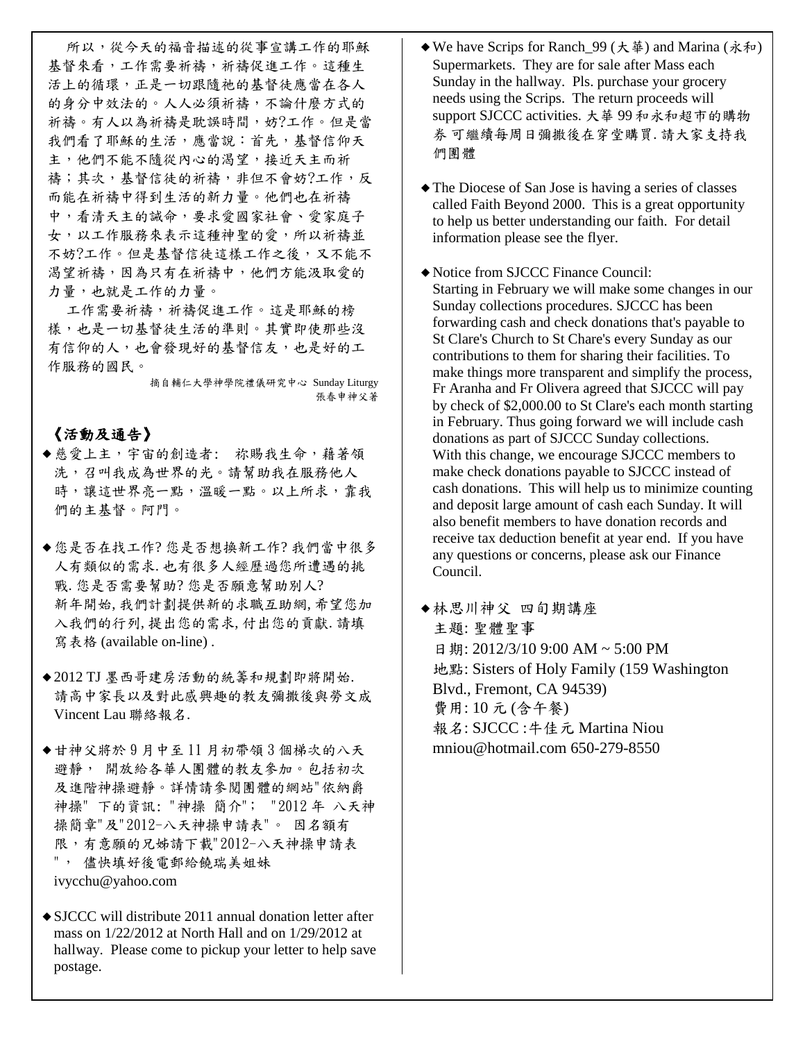所以，從今天的福音描述的從事宣講工作的耶穌基督來看，工作需要祈禱，祈禱促進工作。這種生活上的循環，正是一切跟隨祂的基督徒應當在各人的身分中效法的。人人必須祈禱，不論什麼方式的祈禱。有人以為祈禱是耽誤時間，妨?工作。但是當我們看了耶穌的生活，應當說：首先，基督信仰天主，他們不能不隨從內心的渴望，接近天主而祈禱；其次，基督信徒的祈禱，非但不會妨?工作，反而能在祈禱中得到生活的新力量。他們也在祈禱中，看清天主的誡命，要求愛國家社會、愛家庭子女，以工作服務來表示這種神聖的愛，所以祈禱並不妨?工作。但是基督信徒這樣工作之後，又不能不渴望祈禱，因為只有在祈禱中，他們方能汲取愛的力量，也就是工作的力量。

工作需要祈禱，祈禱促進工作。這是耶穌的榜樣，也是一切基督徒生活的準則。其實即使那些沒有信仰的人，也會發現好的基督信友，也是好的工作服務的國民。

摘自輔仁大學神學院禮儀研究中心 Sunday Liturgy 張春申神父著

## 《活動及通告》

- 慈愛上主，宇宙的創造者: 祢賜我生命，藉著領洗，召叫我成為世界的光。請幫助我在服務他人時，讓這世界亮一點，溫暖一點。以上所求，靠我們的主基督。阿門。

- 您是否在找工作? 您是否想換新工作? 我們當中很多人有類似的需求. 也有很多人經歷過您所遭遇的挑戰. 您是否需要幫助? 您是否願意幫助別人?
新年開始, 我們計劃提供新的求職互助網, 希望您加入我們的行列, 提出您的需求, 付出您的貢獻. 請填寫表格 (available on-line) .

- 2012 TJ 墨西哥建房活動的統籌和規劃即將開始. 請高中家長以及對此感興趣的教友彌撒後與勞文成 Vincent Lau 聯絡報名.

- 甘神父將於 9 月中至 11 月初帶領 3 個梯次的八天避靜， 開放給各華人團體的教友參加。包括初次及進階神操避靜。詳情請參閱團體的網站"依納爵神操" 下的資訊: "神操 簡介"； "2012 年 八天神操簡章"及"2012-八天神操申請表"。 因名額有限，有意願的兄姊請下載"2012-八天神操申請表"， 儘快填好後電郵給饒瑞美姐妹 ivycchu@yahoo.com

- SJCCC will distribute 2011 annual donation letter after mass on 1/22/2012 at North Hall and on 1/29/2012 at hallway. Please come to pickup your letter to help save postage.

- We have Scrips for Ranch_99 (大華) and Marina (永和) Supermarkets. They are for sale after Mass each Sunday in the hallway. Pls. purchase your grocery needs using the Scrips. The return proceeds will support SJCCC activities. 大華 99 和永和超市的購物券 可繼續每周日彌撒後在穿堂購買. 請大家支持我們團體

- The Diocese of San Jose is having a series of classes called Faith Beyond 2000. This is a great opportunity to help us better understanding our faith. For detail information please see the flyer.

- Notice from SJCCC Finance Council:
Starting in February we will make some changes in our Sunday collections procedures. SJCCC has been forwarding cash and check donations that's payable to St Clare's Church to St Chare's every Sunday as our contributions to them for sharing their facilities. To make things more transparent and simplify the process, Fr Aranha and Fr Olivera agreed that SJCCC will pay by check of $2,000.00 to St Clare's each month starting in February. Thus going forward we will include cash donations as part of SJCCC Sunday collections.
With this change, we encourage SJCCC members to make check donations payable to SJCCC instead of cash donations. This will help us to minimize counting and deposit large amount of cash each Sunday. It will also benefit members to have donation records and receive tax deduction benefit at year end. If you have any questions or concerns, please ask our Finance Council.

- 林思川神父 四旬期講座
主題: 聖體聖事
日期: 2012/3/10 9:00 AM ~ 5:00 PM
地點: Sisters of Holy Family (159 Washington Blvd., Fremont, CA 94539)
費用: 10 元 (含午餐)
報名: SJCCC :牛佳元 Martina Niou mniou@hotmail.com 650-279-8550